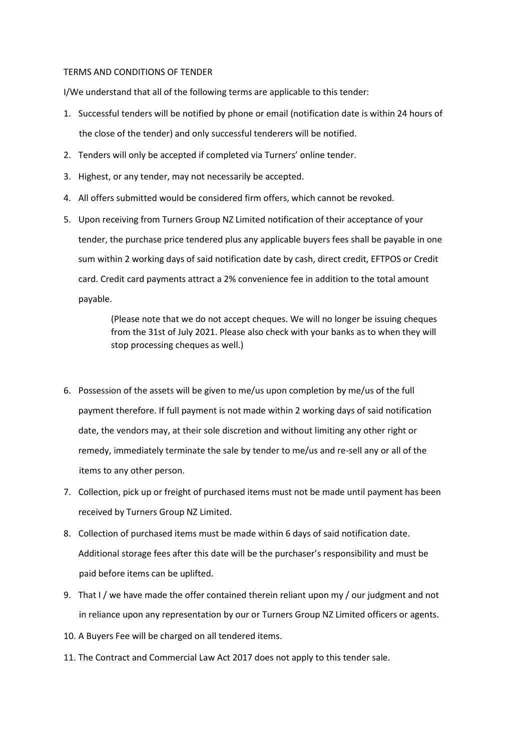TERMS AND CONDITIONS OF TENDER

I/We understand that all of the following terms are applicable to this tender:

1. Successful tenders will be notified by phone or email (notification date is within 24 hours of the close of the tender) and only successful tenderers will be notified.
2. Tenders will only be accepted if completed via Turners' online tender.
3. Highest, or any tender, may not necessarily be accepted.
4. All offers submitted would be considered firm offers, which cannot be revoked.
5. Upon receiving from Turners Group NZ Limited notification of their acceptance of your tender, the purchase price tendered plus any applicable buyers fees shall be payable in one sum within 2 working days of said notification date by cash, direct credit, EFTPOS or Credit card. Credit card payments attract a 2% convenience fee in addition to the total amount payable.

   (Please note that we do not accept cheques. We will no longer be issuing cheques from the 31st of July 2021. Please also check with your banks as to when they will stop processing cheques as well.)

6. Possession of the assets will be given to me/us upon completion by me/us of the full payment therefore. If full payment is not made within 2 working days of said notification date, the vendors may, at their sole discretion and without limiting any other right or remedy, immediately terminate the sale by tender to me/us and re-sell any or all of the items to any other person.
7. Collection, pick up or freight of purchased items must not be made until payment has been received by Turners Group NZ Limited.
8. Collection of purchased items must be made within 6 days of said notification date. Additional storage fees after this date will be the purchaser's responsibility and must be paid before items can be uplifted.
9. That I / we have made the offer contained therein reliant upon my / our judgment and not in reliance upon any representation by our or Turners Group NZ Limited officers or agents.
10. A Buyers Fee will be charged on all tendered items.
11. The Contract and Commercial Law Act 2017 does not apply to this tender sale.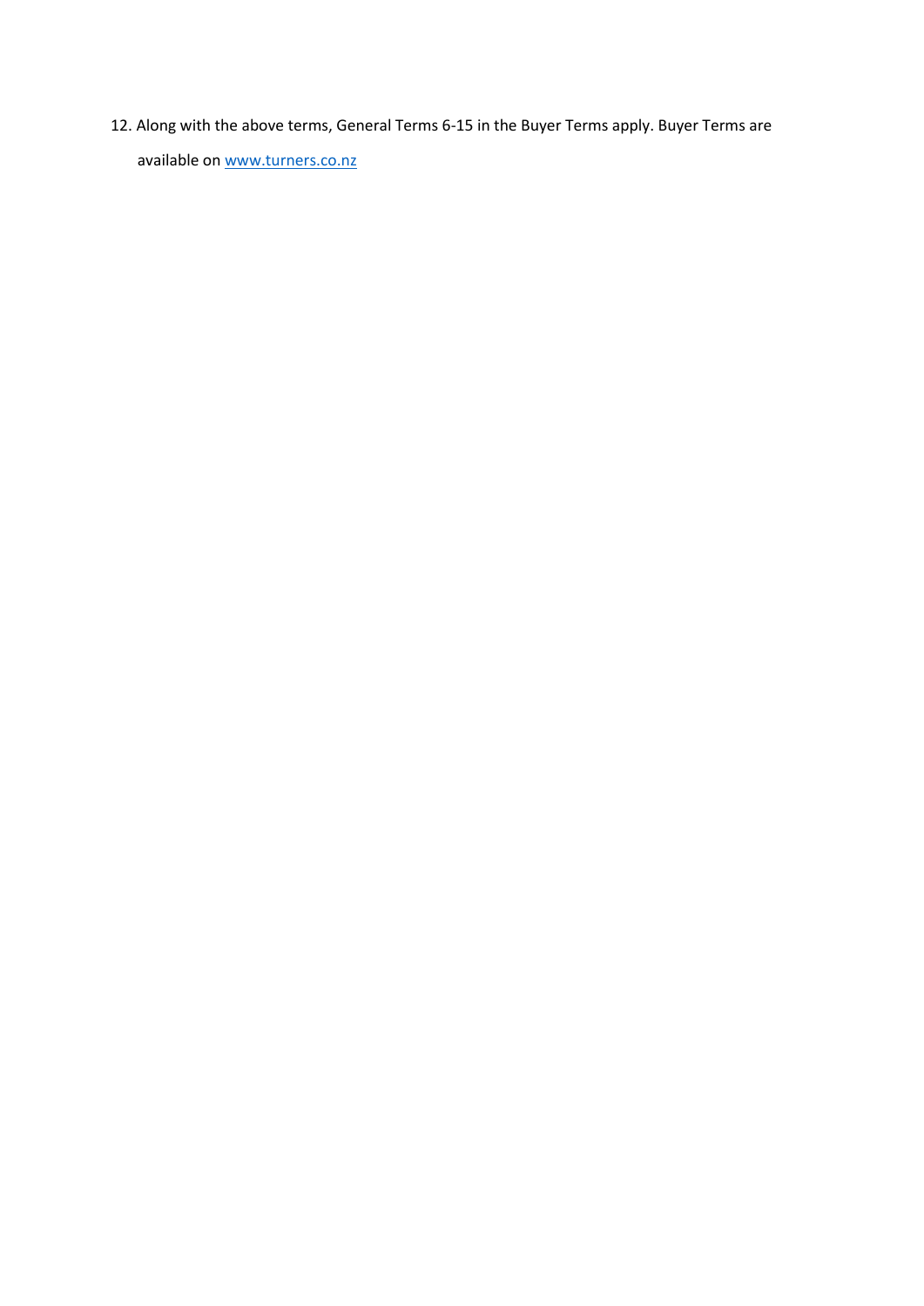12. Along with the above terms, General Terms 6-15 in the Buyer Terms apply. Buyer Terms are available on [www.turners.co.nz](http://www.turners.co.nz)